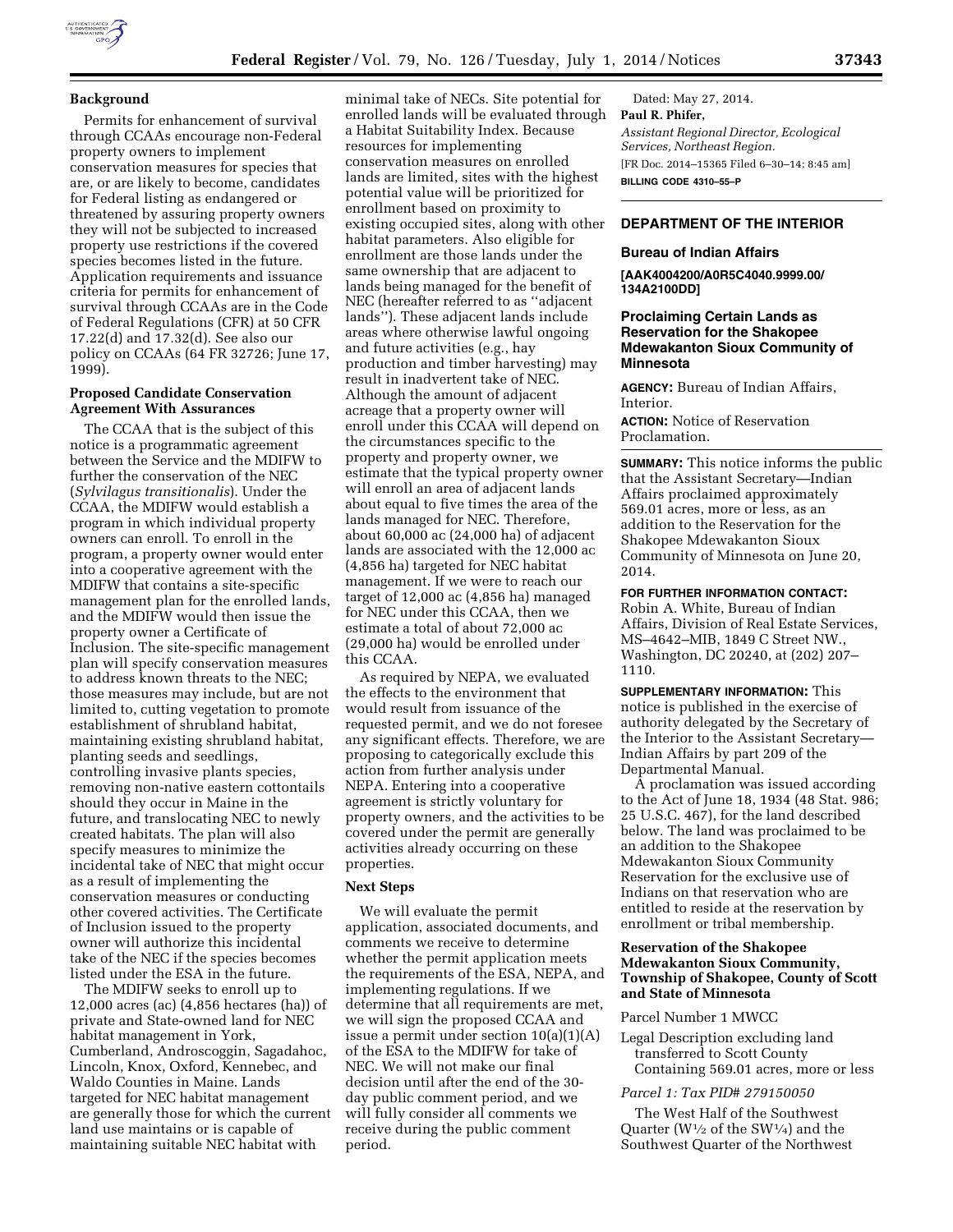## Background

Permits for enhancement of survival through CCAAs encourage non-Federal property owners to implement conservation measures for species that are, or are likely to become, candidates for Federal listing as endangered or threatened by assuring property owners they will not be subjected to increased property use restrictions if the covered species becomes listed in the future. Application requirements and issuance criteria for permits for enhancement of survival through CCAAs are in the Code of Federal Regulations (CFR) at 50 CFR 17.22(d) and 17.32(d). See also our policy on CCAAs (64 FR 32726; June 17, 1999).

## Proposed Candidate Conservation Agreement With Assurances

The CCAA that is the subject of this notice is a programmatic agreement between the Service and the MDIFW to further the conservation of the NEC (*Sylvilagus transitionalis*). Under the CCAA, the MDIFW would establish a program in which individual property owners can enroll. To enroll in the program, a property owner would enter into a cooperative agreement with the MDIFW that contains a site-specific management plan for the enrolled lands, and the MDIFW would then issue the property owner a Certificate of Inclusion. The site-specific management plan will specify conservation measures to address known threats to the NEC; those measures may include, but are not limited to, cutting vegetation to promote establishment of shrubland habitat, maintaining existing shrubland habitat, planting seeds and seedlings, controlling invasive plants species, removing non-native eastern cottontails should they occur in Maine in the future, and translocating NEC to newly created habitats. The plan will also specify measures to minimize the incidental take of NEC that might occur as a result of implementing the conservation measures or conducting other covered activities. The Certificate of Inclusion issued to the property owner will authorize this incidental take of the NEC if the species becomes listed under the ESA in the future.

The MDIFW seeks to enroll up to 12,000 acres (ac) (4,856 hectares (ha)) of private and State-owned land for NEC habitat management in York, Cumberland, Androscoggin, Sagadahoc, Lincoln, Knox, Oxford, Kennebec, and Waldo Counties in Maine. Lands targeted for NEC habitat management are generally those for which the current land use maintains or is capable of maintaining suitable NEC habitat with minimal take of NECs. Site potential for enrolled lands will be evaluated through a Habitat Suitability Index. Because resources for implementing conservation measures on enrolled lands are limited, sites with the highest potential value will be prioritized for enrollment based on proximity to existing occupied sites, along with other habitat parameters. Also eligible for enrollment are those lands under the same ownership that are adjacent to lands being managed for the benefit of NEC (hereafter referred to as ''adjacent lands''). These adjacent lands include areas where otherwise lawful ongoing and future activities (e.g., hay production and timber harvesting) may result in inadvertent take of NEC. Although the amount of adjacent acreage that a property owner will enroll under this CCAA will depend on the circumstances specific to the property and property owner, we estimate that the typical property owner will enroll an area of adjacent lands about equal to five times the area of the lands managed for NEC. Therefore, about 60,000 ac (24,000 ha) of adjacent lands are associated with the 12,000 ac (4,856 ha) targeted for NEC habitat management. If we were to reach our target of 12,000 ac (4,856 ha) managed for NEC under this CCAA, then we estimate a total of about 72,000 ac (29,000 ha) would be enrolled under this CCAA.

As required by NEPA, we evaluated the effects to the environment that would result from issuance of the requested permit, and we do not foresee any significant effects. Therefore, we are proposing to categorically exclude this action from further analysis under NEPA. Entering into a cooperative agreement is strictly voluntary for property owners, and the activities to be covered under the permit are generally activities already occurring on these properties.

## Next Steps

We will evaluate the permit application, associated documents, and comments we receive to determine whether the permit application meets the requirements of the ESA, NEPA, and implementing regulations. If we determine that all requirements are met, we will sign the proposed CCAA and issue a permit under section 10(a)(1)(A) of the ESA to the MDIFW for take of NEC. We will not make our final decision until after the end of the 30-day public comment period, and we will fully consider all comments we receive during the public comment period.

Dated: May 27, 2014.

**Paul R. Phifer,**

*Assistant Regional Director, Ecological Services, Northeast Region.*

[FR Doc. 2014–15365 Filed 6–30–14; 8:45 am]

**BILLING CODE 4310–55–P**

---

# DEPARTMENT OF THE INTERIOR

## Bureau of Indian Affairs

**[AAK4004200/A0R5C4040.9999.00/134A2100DD]**

## Proclaiming Certain Lands as Reservation for the Shakopee Mdewakanton Sioux Community of Minnesota

**AGENCY:** Bureau of Indian Affairs, Interior.

**ACTION:** Notice of Reservation Proclamation.

**SUMMARY:** This notice informs the public that the Assistant Secretary—Indian Affairs proclaimed approximately 569.01 acres, more or less, as an addition to the Reservation for the Shakopee Mdewakanton Sioux Community of Minnesota on June 20, 2014.

**FOR FURTHER INFORMATION CONTACT:** Robin A. White, Bureau of Indian Affairs, Division of Real Estate Services, MS–4642–MIB, 1849 C Street NW., Washington, DC 20240, at (202) 207–1110.

**SUPPLEMENTARY INFORMATION:** This notice is published in the exercise of authority delegated by the Secretary of the Interior to the Assistant Secretary—Indian Affairs by part 209 of the Departmental Manual.

A proclamation was issued according to the Act of June 18, 1934 (48 Stat. 986; 25 U.S.C. 467), for the land described below. The land was proclaimed to be an addition to the Shakopee Mdewakanton Sioux Community Reservation for the exclusive use of Indians on that reservation who are entitled to reside at the reservation by enrollment or tribal membership.

### Reservation of the Shakopee Mdewakanton Sioux Community, Township of Shakopee, County of Scott and State of Minnesota

Parcel Number 1 MWCC

Legal Description excluding land transferred to Scott County Containing 569.01 acres, more or less

*Parcel 1: Tax PID# 279150050*

The West Half of the Southwest Quarter (W½ of the SW¼) and the Southwest Quarter of the Northwest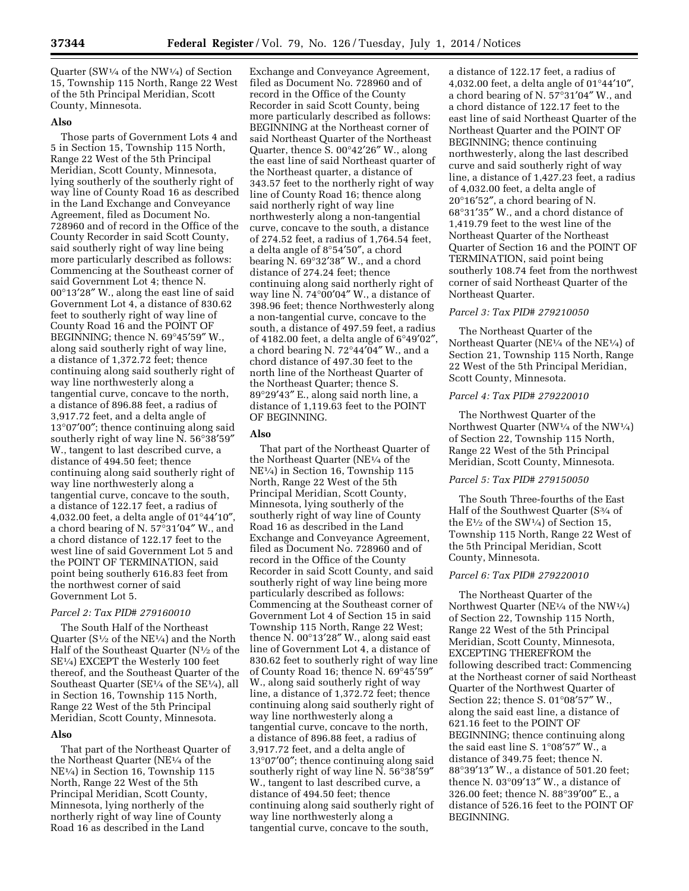Quarter (SW¼ of the NW¼) of Section 15, Township 115 North, Range 22 West of the 5th Principal Meridian, Scott County, Minnesota.

**Also**

Those parts of Government Lots 4 and 5 in Section 15, Township 115 North, Range 22 West of the 5th Principal Meridian, Scott County, Minnesota, lying southerly of the southerly right of way line of County Road 16 as described in the Land Exchange and Conveyance Agreement, filed as Document No. 728960 and of record in the Office of the County Recorder in said Scott County, said southerly right of way line being more particularly described as follows: Commencing at the Southeast corner of said Government Lot 4; thence N. 00°13′28″ W., along the east line of said Government Lot 4, a distance of 830.62 feet to southerly right of way line of County Road 16 and the POINT OF BEGINNING; thence N. 69°45′59″ W., along said southerly right of way line, a distance of 1,372.72 feet; thence continuing along said southerly right of way line northwesterly along a tangential curve, concave to the north, a distance of 896.88 feet, a radius of 3,917.72 feet, and a delta angle of 13°07′00″; thence continuing along said southerly right of way line N. 56°38′59″ W., tangent to last described curve, a distance of 494.50 feet; thence continuing along said southerly right of way line northwesterly along a tangential curve, concave to the south, a distance of 122.17 feet, a radius of 4,032.00 feet, a delta angle of 01°44′10″, a chord bearing of N. 57°31′04″ W., and a chord distance of 122.17 feet to the west line of said Government Lot 5 and the POINT OF TERMINATION, said point being southerly 616.83 feet from the northwest corner of said Government Lot 5.

*Parcel 2: Tax PID# 279160010*

The South Half of the Northeast Quarter (S½ of the NE¼) and the North Half of the Southeast Quarter (N½ of the SE¼) EXCEPT the Westerly 100 feet thereof, and the Southeast Quarter of the Southeast Quarter (SE¼ of the SE¼), all in Section 16, Township 115 North, Range 22 West of the 5th Principal Meridian, Scott County, Minnesota.

**Also**

That part of the Northeast Quarter of the Northeast Quarter (NE¼ of the NE¼) in Section 16, Township 115 North, Range 22 West of the 5th Principal Meridian, Scott County, Minnesota, lying northerly of the northerly right of way line of County Road 16 as described in the Land Exchange and Conveyance Agreement, filed as Document No. 728960 and of record in the Office of the County Recorder in said Scott County, being more particularly described as follows: BEGINNING at the Northeast corner of said Northeast Quarter of the Northeast Quarter, thence S. 00°42′26″ W., along the east line of said Northeast quarter of the Northeast quarter, a distance of 343.57 feet to the northerly right of way line of County Road 16; thence along said northerly right of way line northwesterly along a non-tangential curve, concave to the south, a distance of 274.52 feet, a radius of 1,764.54 feet, a delta angle of 8°54′50″, a chord bearing N. 69°32′38″ W., and a chord distance of 274.24 feet; thence continuing along said northerly right of way line N. 74°00′04″ W., a distance of 398.96 feet; thence Northwesterly along a non-tangential curve, concave to the south, a distance of 497.59 feet, a radius of 4182.00 feet, a delta angle of 6°49′02″, a chord bearing N. 72°44′04″ W., and a chord distance of 497.30 feet to the north line of the Northeast Quarter of the Northeast Quarter; thence S. 89°29′43″ E., along said north line, a distance of 1,119.63 feet to the POINT OF BEGINNING.

**Also**

That part of the Northeast Quarter of the Northeast Quarter (NE¼ of the NE¼) in Section 16, Township 115 North, Range 22 West of the 5th Principal Meridian, Scott County, Minnesota, lying southerly of the southerly right of way line of County Road 16 as described in the Land Exchange and Conveyance Agreement, filed as Document No. 728960 and of record in the Office of the County Recorder in said Scott County, and said southerly right of way line being more particularly described as follows: Commencing at the Southeast corner of Government Lot 4 of Section 15 in said Township 115 North, Range 22 West; thence N. 00°13′28″ W., along said east line of Government Lot 4, a distance of 830.62 feet to southerly right of way line of County Road 16; thence N. 69°45′59″ W., along said southerly right of way line, a distance of 1,372.72 feet; thence continuing along said southerly right of way line northwesterly along a tangential curve, concave to the north, a distance of 896.88 feet, a radius of 3,917.72 feet, and a delta angle of 13°07′00″; thence continuing along said southerly right of way line N. 56°38′59″ W., tangent to last described curve, a distance of 494.50 feet; thence continuing along said southerly right of way line northwesterly along a tangential curve, concave to the south, a distance of 122.17 feet, a radius of 4,032.00 feet, a delta angle of 01°44′10″, a chord bearing of N. 57°31′04″ W., and a chord distance of 122.17 feet to the east line of said Northeast Quarter of the Northeast Quarter and the POINT OF BEGINNING; thence continuing northwesterly, along the last described curve and said southerly right of way line, a distance of 1,427.23 feet, a radius of 4,032.00 feet, a delta angle of 20°16′52″, a chord bearing of N. 68°31′35″ W., and a chord distance of 1,419.79 feet to the west line of the Northeast Quarter of the Northeast Quarter of Section 16 and the POINT OF TERMINATION, said point being southerly 108.74 feet from the northwest corner of said Northeast Quarter of the Northeast Quarter.

*Parcel 3: Tax PID# 279210050*

The Northeast Quarter of the Northeast Quarter (NE¼ of the NE¼) of Section 21, Township 115 North, Range 22 West of the 5th Principal Meridian, Scott County, Minnesota.

*Parcel 4: Tax PID# 279220010*

The Northwest Quarter of the Northwest Quarter (NW¼ of the NW¼) of Section 22, Township 115 North, Range 22 West of the 5th Principal Meridian, Scott County, Minnesota.

*Parcel 5: Tax PID# 279150050*

The South Three-fourths of the East Half of the Southwest Quarter (S¾ of the E½ of the SW¼) of Section 15, Township 115 North, Range 22 West of the 5th Principal Meridian, Scott County, Minnesota.

*Parcel 6: Tax PID# 279220010*

The Northeast Quarter of the Northwest Quarter (NE¼ of the NW¼) of Section 22, Township 115 North, Range 22 West of the 5th Principal Meridian, Scott County, Minnesota, EXCEPTING THEREFROM the following described tract: Commencing at the Northeast corner of said Northeast Quarter of the Northwest Quarter of Section 22; thence S. 01°08′57″ W., along the said east line, a distance of 621.16 feet to the POINT OF BEGINNING; thence continuing along the said east line S. 1°08′57″ W., a distance of 349.75 feet; thence N. 88°39′13″ W., a distance of 501.20 feet; thence N. 03°09′13″ W., a distance of 326.00 feet; thence N. 88°39′00″ E., a distance of 526.16 feet to the POINT OF BEGINNING.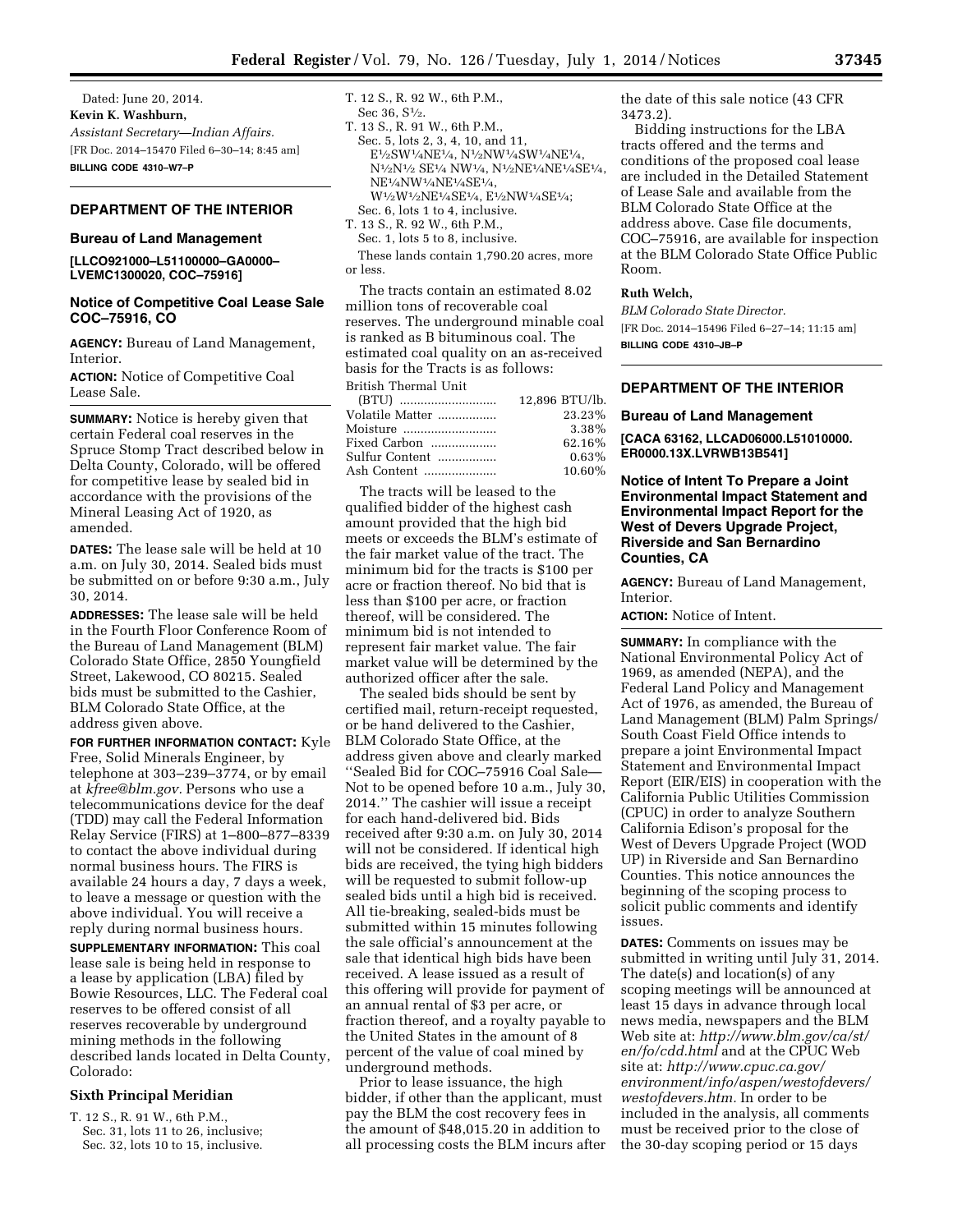Dated: June 20, 2014.

**Kevin K. Washburn,**

*Assistant Secretary—Indian Affairs.*

[FR Doc. 2014–15470 Filed 6–30–14; 8:45 am]

**BILLING CODE 4310–W7–P**

## DEPARTMENT OF THE INTERIOR

### Bureau of Land Management

**[LLCO921000–L51100000–GA0000–LVEMC1300020, COC–75916]**

### Notice of Competitive Coal Lease Sale COC–75916, CO

**AGENCY:** Bureau of Land Management, Interior.

**ACTION:** Notice of Competitive Coal Lease Sale.

**SUMMARY:** Notice is hereby given that certain Federal coal reserves in the Spruce Stomp Tract described below in Delta County, Colorado, will be offered for competitive lease by sealed bid in accordance with the provisions of the Mineral Leasing Act of 1920, as amended.

**DATES:** The lease sale will be held at 10 a.m. on July 30, 2014. Sealed bids must be submitted on or before 9:30 a.m., July 30, 2014.

**ADDRESSES:** The lease sale will be held in the Fourth Floor Conference Room of the Bureau of Land Management (BLM) Colorado State Office, 2850 Youngfield Street, Lakewood, CO 80215. Sealed bids must be submitted to the Cashier, BLM Colorado State Office, at the address given above.

**FOR FURTHER INFORMATION CONTACT:** Kyle Free, Solid Minerals Engineer, by telephone at 303–239–3774, or by email at *kfree@blm.gov.* Persons who use a telecommunications device for the deaf (TDD) may call the Federal Information Relay Service (FIRS) at 1–800–877–8339 to contact the above individual during normal business hours. The FIRS is available 24 hours a day, 7 days a week, to leave a message or question with the above individual. You will receive a reply during normal business hours.

**SUPPLEMENTARY INFORMATION:** This coal lease sale is being held in response to a lease by application (LBA) filed by Bowie Resources, LLC. The Federal coal reserves to be offered consist of all reserves recoverable by underground mining methods in the following described lands located in Delta County, Colorado:

#### Sixth Principal Meridian

T. 12 S., R. 91 W., 6th P.M.,
Sec. 31, lots 11 to 26, inclusive;
Sec. 32, lots 10 to 15, inclusive.

T. 12 S., R. 92 W., 6th P.M.,
Sec 36, S½.

T. 13 S., R. 91 W., 6th P.M.,
Sec. 5, lots 2, 3, 4, 10, and 11, E½SW¼NE¼, N½NW¼SW¼NE¼, N½N½ SE¼ NW¼, N½NE¼NE¼SE¼, NE¼NW¼NE¼SE¼, W½W½NE¼SE¼, E½NW¼SE¼;
Sec. 6, lots 1 to 4, inclusive.

T. 13 S., R. 92 W., 6th P.M.,
Sec. 1, lots 5 to 8, inclusive.

These lands contain 1,790.20 acres, more or less.

The tracts contain an estimated 8.02 million tons of recoverable coal reserves. The underground minable coal is ranked as B bituminous coal. The estimated coal quality on an as-received basis for the Tracts is as follows:

| | |
|---|---|
| British Thermal Unit (BTU) | 12,896 BTU/lb. |
| Volatile Matter | 23.23% |
| Moisture | 3.38% |
| Fixed Carbon | 62.16% |
| Sulfur Content | 0.63% |
| Ash Content | 10.60% |

The tracts will be leased to the qualified bidder of the highest cash amount provided that the high bid meets or exceeds the BLM's estimate of the fair market value of the tract. The minimum bid for the tracts is $100 per acre or fraction thereof. No bid that is less than $100 per acre, or fraction thereof, will be considered. The minimum bid is not intended to represent fair market value. The fair market value will be determined by the authorized officer after the sale.

The sealed bids should be sent by certified mail, return-receipt requested, or be hand delivered to the Cashier, BLM Colorado State Office, at the address given above and clearly marked ''Sealed Bid for COC–75916 Coal Sale—Not to be opened before 10 a.m., July 30, 2014.'' The cashier will issue a receipt for each hand-delivered bid. Bids received after 9:30 a.m. on July 30, 2014 will not be considered. If identical high bids are received, the tying high bidders will be requested to submit follow-up sealed bids until a high bid is received. All tie-breaking, sealed-bids must be submitted within 15 minutes following the sale official's announcement at the sale that identical high bids have been received. A lease issued as a result of this offering will provide for payment of an annual rental of $3 per acre, or fraction thereof, and a royalty payable to the United States in the amount of 8 percent of the value of coal mined by underground methods.

Prior to lease issuance, the high bidder, if other than the applicant, must pay the BLM the cost recovery fees in the amount of $48,015.20 in addition to all processing costs the BLM incurs after the date of this sale notice (43 CFR 3473.2).

Bidding instructions for the LBA tracts offered and the terms and conditions of the proposed coal lease are included in the Detailed Statement of Lease Sale and available from the BLM Colorado State Office at the address above. Case file documents, COC–75916, are available for inspection at the BLM Colorado State Office Public Room.

**Ruth Welch,**

*BLM Colorado State Director.*

[FR Doc. 2014–15496 Filed 6–27–14; 11:15 am]

**BILLING CODE 4310–JB–P**

## DEPARTMENT OF THE INTERIOR

### Bureau of Land Management

**[CACA 63162, LLCAD06000.L51010000.ER0000.13X.LVRWB13B541]**

### Notice of Intent To Prepare a Joint Environmental Impact Statement and Environmental Impact Report for the West of Devers Upgrade Project, Riverside and San Bernardino Counties, CA

**AGENCY:** Bureau of Land Management, Interior.

**ACTION:** Notice of Intent.

**SUMMARY:** In compliance with the National Environmental Policy Act of 1969, as amended (NEPA), and the Federal Land Policy and Management Act of 1976, as amended, the Bureau of Land Management (BLM) Palm Springs/South Coast Field Office intends to prepare a joint Environmental Impact Statement and Environmental Impact Report (EIR/EIS) in cooperation with the California Public Utilities Commission (CPUC) in order to analyze Southern California Edison's proposal for the West of Devers Upgrade Project (WOD UP) in Riverside and San Bernardino Counties. This notice announces the beginning of the scoping process to solicit public comments and identify issues.

**DATES:** Comments on issues may be submitted in writing until July 31, 2014. The date(s) and location(s) of any scoping meetings will be announced at least 15 days in advance through local news media, newspapers and the BLM Web site at: *http://www.blm.gov/ca/st/en/fo/cdd.html* and at the CPUC Web site at: *http://www.cpuc.ca.gov/environment/info/aspen/westofdevers/westofdevers.htm.* In order to be included in the analysis, all comments must be received prior to the close of the 30-day scoping period or 15 days